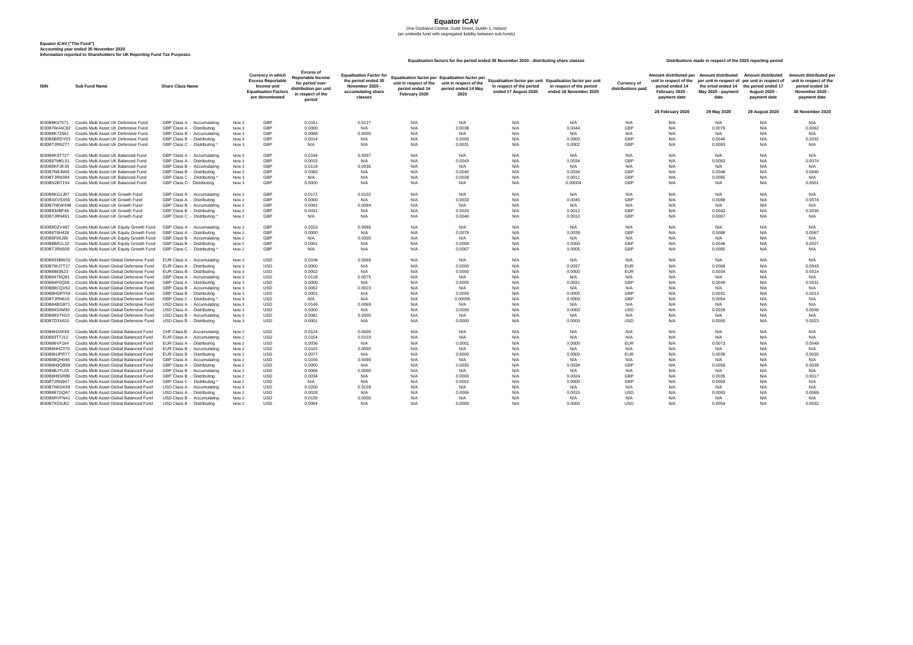# Equator ICAV

One Dockland Central, Guild Street, Dublin 1, Ireland
(an umbrella fund with segregated liability between sub-funds)

**Equator ICAV ("The Fund")**
**Accounting year ended 30 November 2020**
**Information reported to Shareholders for UK Reporting Fund Tax Purposes**

| ISIN | Sub Fund Name | Share Class Name | | Currency in which Excess Reportable Income and Equalisation Factors are denominated | Excess of Reportable Income for period over distribution per unit in respect of the period | Equalisation Factor for the period ended 30 November 2020 - accumulating share classes | Equalisation factors for the period ended 30 November 2020 - distributing share classes | | | | Currency of distributions paid | Distributions made in respect of the 2020 reporting period | | | |
|---|---|---|---|---|---|---|---|---|---|---|---|---|---|---|---|
| | | | | | | | Equalisation factor per unit in respect of the period ended 14 February 2020 | Equalisation factor per unit in respect of the period ended 14 May 2020 | Equalisation factor per unit in respect of the period ended 17 August 2020 | Equalisation factor per unit in respect of the period ended 16 November 2020 | | Amount distributed per unit in respect of the period ended 14 February 2020 - payment date | Amount distributed per unit in respect of the eriod ended 14 May 2020 - payment date | Amount distributed per unit in respect of the period ended 17 August 2020 - payment date | Amount distributed per unit in respect of the period ended 16 November 2020 - payment date |
| | | | | | | | | | | | | 28 February 2020 | 29 May 2020 | 28 August 2020 | 30 November 2020 |
| IE00B8K67571 | Coutts Multi Asset UK Defensive Fund | GBP Class A - Accumulating | Note 3 | GBP | 0.0161 | 0.0127 | N/A | N/A | N/A | N/A | N/A | N/A | N/A | N/A | N/A |
| IE00B7W44C82 | Coutts Multi Asset UK Defensive Fund | GBP Class A - Distributing | Note 3 | GBP | 0.0000 | N/A | N/A | 0.0038 | N/A | 0.0044 | GBP | N/A | 0.0079 | N/A | 0.0062 |
| IE00B8K7Z561 | Coutts Multi Asset UK Defensive Fund | GBP Class B - Accumulating | Note 3 | GBP | 0.0086 | 0.0000 | N/A | N/A | N/A | N/A | N/A | N/A | N/A | N/A | N/A |
| IE00B8BRDY03 | Coutts Multi Asset UK Defensive Fund | GBP Class B - Distributing | Note 3 | GBP | 0.0014 | N/A | N/A | 0.0000 | N/A | 0.0000 | GBP | N/A | 0.0046 | N/A | 0.0032 |
| IE00BTJRN277 | Coutts Multi Asset UK Defensive Fund | GBP Class C - Distributing * | Note 3 | GBP | N/A | N/A | N/A | 0.0031 | N/A | 0.0002 | GBP | N/A | 0.0083 | N/A | N/A |
| IE00B8K9T727 | Coutts Multi Asset UK Balanced Fund | GBP Class A - Accumulating | Note 3 | GBP | 0.0194 | 0.0097 | N/A | N/A | N/A | N/A | N/A | N/A | N/A | N/A | N/A |
| IE00B87MKL51 | Coutts Multi Asset UK Balanced Fund | GBP Class A - Distributing | Note 3 | GBP | 0.0015 | N/A | N/A | 0.0043 | N/A | 0.0034 | GBP | N/A | 0.0083 | N/A | 0.0074 |
| IE00B8KFJK30 | Coutts Multi Asset UK Balanced Fund | GBP Class B - Accumulating | Note 3 | GBP | 0.0119 | 0.0036 | N/A | N/A | N/A | N/A | N/A | N/A | N/A | N/A | N/A |
| IE00B7N8JM45 | Coutts Multi Asset UK Balanced Fund | GBP Class B - Distributing | Note 3 | GBP | 0.0082 | N/A | N/A | 0.0040 | N/A | 0.0034 | GBP | N/A | 0.0048 | N/A | 0.0040 |
| IE00BTJRN384 | Coutts Multi Asset UK Balanced Fund | GBP Class C - Distributing * | Note 3 | GBP | N/A | N/A | N/A | 0.0028 | N/A | 0.0011 | GBP | N/A | 0.0085 | N/A | N/A |
| IE00BN2BT154 | Coutts Multi Asset UK Balanced Fund | GBP Class D - Distributing | Note 3 | GBP | 0.0000 | N/A | N/A | N/A | N/A | 0.00004 | GBP | N/A | N/A | N/A | 0.0001 |
| IE00B8KG1J97 | Coutts Multi Asset UK Growth Fund | GBP Class A - Accumulating | Note 2 | GBP | 0.0172 | 0.0102 | N/A | N/A | N/A | N/A | N/A | N/A | N/A | N/A | N/A |
| IE00B4XVSX66 | Coutts Multi Asset UK Growth Fund | GBP Class A - Distributing | Note 2 | GBP | 0.0000 | N/A | N/A | 0.0033 | N/A | 0.0045 | GBP | N/A | 0.0088 | N/A | 0.0074 |
| IE00B7HKW498 | Coutts Multi Asset UK Growth Fund | GBP Class B - Accumulating | Note 2 | GBP | 0.0091 | 0.0094 | N/A | N/A | N/A | N/A | N/A | N/A | N/A | N/A | N/A |
| IE00B830BF48 | Coutts Multi Asset UK Growth Fund | GBP Class B - Distributing | Note 2 | GBP | 0.0031 | N/A | N/A | 0.0025 | N/A | 0.0012 | GBP | N/A | 0.0042 | N/A | 0.0036 |
| IE00BTJRN491 | Coutts Multi Asset UK Growth Fund | GBP Class C - Distributing * | Note 2 | GBP | N/A | N/A | N/A | 0.0040 | N/A | 0.0010 | GBP | N/A | 0.0087 | N/A | N/A |
| IE00B8DZV487 | Coutts Multi Asset UK Equity Growth Fund | GBP Class A - Accumulating | Note 2 | GBP | 0.0153 | 0.0086 | N/A | N/A | N/A | N/A | N/A | N/A | N/A | N/A | N/A |
| IE00B6T9H428 | Coutts Multi Asset UK Equity Growth Fund | GBP Class A - Distributing | Note 2 | GBP | 0.0000 | N/A | N/A | 0.0079 | N/A | 0.0039 | GBP | N/A | 0.0088 | N/A | 0.0067 |
| IE00B8F00J95 | Coutts Multi Asset UK Equity Growth Fund | GBP Class B - Accumulating | Note 2 | GBP | N/A | 0.0000 | N/A | N/A | N/A | N/A | N/A | N/A | N/A | N/A | N/A |
| IE00B8BR1L32 | Coutts Multi Asset UK Equity Growth Fund | GBP Class B - Distributing | Note 2 | GBP | 0.0001 | N/A | N/A | 0.0000 | N/A | 0.0000 | GBP | N/A | 0.0046 | N/A | 0.0027 |
| IE00BTJRN509 | Coutts Multi Asset UK Equity Growth Fund | GBP Class C - Distributing * | Note 2 | GBP | N/A | N/A | N/A | 0.0067 | N/A | 0.0005 | GBP | N/A | 0.0085 | N/A | N/A |
| IE00B833BW02 | Coutts Multi Asset Global Defensive Fund | EUR Class A - Accumulating | Note 3 | USD | 0.0106 | 0.0069 | N/A | N/A | N/A | N/A | N/A | N/A | N/A | N/A | N/A |
| IE00B7WJ7T17 | Coutts Multi Asset Global Defensive Fund | EUR Class A - Distributing | Note 3 | USD | 0.0000 | N/A | N/A | 0.0000 | N/A | 0.0037 | EUR | N/A | 0.0068 | N/A | 0.0043 |
| IE00B8863623 | Coutts Multi Asset Global Defensive Fund | EUR Class B - Distributing | Note 3 | USD | 0.0002 | N/A | N/A | 0.0000 | N/A | 0.0000 | EUR | N/A | 0.0034 | N/A | 0.0014 |
| IE00B847NQ91 | Coutts Multi Asset Global Defensive Fund | GBP Class A - Accumulating | Note 3 | USD | 0.0118 | 0.0075 | N/A | N/A | N/A | N/A | N/A | N/A | N/A | N/A | N/A |
| IE00B84F0Q28 | Coutts Multi Asset Global Defensive Fund | GBP Class A - Distributing | Note 3 | USD | 0.0000 | N/A | N/A | 0.0005 | N/A | 0.0031 | GBP | N/A | 0.0049 | N/A | 0.0031 |
| IE00B88CQV62 | Coutts Multi Asset Global Defensive Fund | GBP Class B - Accumulating | Note 3 | USD | 0.0062 | 0.0023 | N/A | N/A | N/A | N/A | N/A | N/A | N/A | N/A | N/A |
| IE00B8HSRY59 | Coutts Multi Asset Global Defensive Fund | GBP Class B - Distributing | Note 3 | USD | 0.0001 | N/A | N/A | 0.0000 | N/A | 0.0000 | GBP | N/A | 0.0031 | N/A | 0.0013 |
| IE00BTJRN616 | Coutts Multi Asset Global Defensive Fund | GBP Class C - Distributing * | Note 3 | USD | N/A | N/A | N/A | 0.00005 | N/A | 0.0000 | GBP | N/A | 0.0054 | N/A | N/A |
| IE00B84BGB71 | Coutts Multi Asset Global Defensive Fund | USD Class A - Accumulating | Note 3 | USD | 0.0149 | 0.0069 | N/A | N/A | N/A | N/A | N/A | N/A | N/A | N/A | N/A |
| IE00B843XM30 | Coutts Multi Asset Global Defensive Fund | USD Class A - Distributing | Note 3 | USD | 0.0000 | N/A | N/A | 0.0000 | N/A | 0.0000 | USD | N/A | 0.0028 | N/A | 0.0046 |
| IE00B88STH10 | Coutts Multi Asset Global Defensive Fund | USD Class B - Accumulating | Note 3 | USD | 0.0081 | 0.0000 | N/A | N/A | N/A | N/A | N/A | N/A | N/A | N/A | N/A |
| IE00B7D3X615 | Coutts Multi Asset Global Defensive Fund | USD Class B - Distributing | Note 3 | USD | 0.0001 | N/A | N/A | 0.0000 | N/A | 0.0000 | USD | N/A | 0.0050 | N/A | 0.0023 |
| IE00B8HJ2K93 | Coutts Multi Asset Global Balanced Fund | CHF Class B - Accumulating | Note 2 | USD | 0.0124 | 0.0000 | N/A | N/A | N/A | N/A | N/A | N/A | N/A | N/A | N/A |
| IE00B83TTJ12 | Coutts Multi Asset Global Balanced Fund | EUR Class A - Accumulating | Note 2 | USD | 0.0154 | 0.0103 | N/A | N/A | N/A | N/A | N/A | N/A | N/A | N/A | N/A |
| IE00B88VF164 | Coutts Multi Asset Global Balanced Fund | EUR Class A - Distributing | Note 2 | USD | 0.0036 | N/A | N/A | 0.0001 | N/A | 0.0000 | EUR | N/A | 0.0073 | N/A | 0.0049 |
| IE00B8HHZ370 | Coutts Multi Asset Global Balanced Fund | EUR Class B - Accumulating | Note 2 | USD | 0.0101 | 0.0000 | N/A | N/A | N/A | N/A | N/A | N/A | N/A | N/A | N/A |
| IE00B8HJPR77 | Coutts Multi Asset Global Balanced Fund | EUR Class B - Distributing | Note 2 | USD | 0.0077 | N/A | N/A | 0.0000 | N/A | 0.0000 | EUR | N/A | 0.0038 | N/A | 0.0020 |
| IE00B88QH046 | Coutts Multi Asset Global Balanced Fund | GBP Class A - Accumulating | Note 2 | USD | 0.0156 | 0.0090 | N/A | N/A | N/A | N/A | N/A | N/A | N/A | N/A | N/A |
| IE00B8H9QB89 | Coutts Multi Asset Global Balanced Fund | GBP Class A - Distributing | Note 2 | USD | 0.0000 | N/A | N/A | 0.0032 | N/A | 0.0034 | GBP | N/A | 0.0058 | N/A | 0.0039 |
| IE00B8BJYL03 | Coutts Multi Asset Global Balanced Fund | GBP Class B - Accumulating | Note 2 | USD | 0.0066 | 0.0000 | N/A | N/A | N/A | N/A | N/A | N/A | N/A | N/A | N/A |
| IE00B8H9SR89 | Coutts Multi Asset Global Balanced Fund | GBP Class B - Distributing | Note 2 | USD | 0.0034 | N/A | N/A | 0.0000 | N/A | 0.0024 | GBP | N/A | 0.0035 | N/A | 0.0017 |
| IE00BTJRN947 | Coutts Multi Asset Global Balanced Fund | GBP Class C - Distributing * | Note 2 | USD | N/A | N/A | N/A | 0.0001 | N/A | 0.0000 | GBP | N/A | 0.0059 | N/A | N/A |
| IE00B7N6GK59 | Coutts Multi Asset Global Balanced Fund | USD Class A - Accumulating | Note 2 | USD | 0.0200 | 0.0109 | N/A | N/A | N/A | N/A | N/A | N/A | N/A | N/A | N/A |
| IE00B887GQ67 | Coutts Multi Asset Global Balanced Fund | USD Class A - Distributing | Note 2 | USD | 0.0028 | N/A | N/A | 0.0006 | N/A | 0.0015 | USD | N/A | 0.0093 | N/A | 0.0069 |
| IE00B6RYFN41 | Coutts Multi Asset Global Balanced Fund | USD Class B - Accumulating | Note 2 | USD | 0.0139 | 0.0000 | N/A | N/A | N/A | N/A | N/A | N/A | N/A | N/A | N/A |
| IE00B7XG9J52 | Coutts Multi Asset Global Balanced Fund | USD Class B - Distributing | Note 2 | USD | 0.0064 | N/A | N/A | 0.0000 | N/A | 0.0000 | USD | N/A | 0.0054 | N/A | 0.0032 |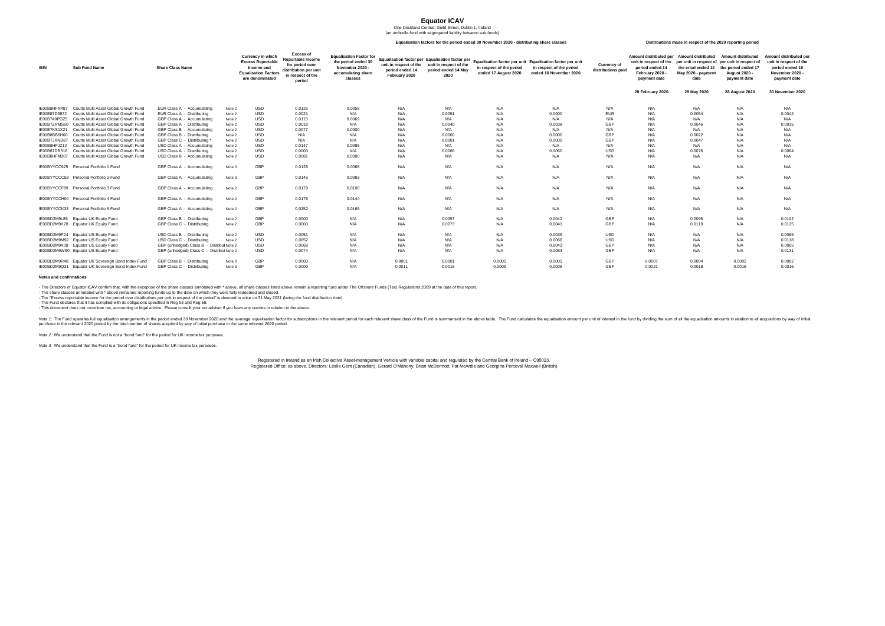# Equator ICAV

One Dockland Central, Guild Street, Dublin 1, Ireland
(an umbrella fund with segregated liability between sub-funds)

**Equalisation factors for the period ended 30 November 2020 - distributing share classes**

**Distributions made in respect of the 2020 reporting period**

| ISIN | Sub Fund Name | Share Class Name | | Currency in which Excess Reportable Income and Equalisation Factors are denominated | Excess of Reportable Income for period over distribution per unit in respect of the period | Equalisation Factor for the period ended 30 November 2020 - accumulating share classes | Equalisation factor per unit in respect of the period ended 14 February 2020 | Equalisation factor per unit in respect of the period ended 14 May 2020 | Equalisation factor per unit in respect of the period ended 17 August 2020 | Equalisation factor per unit in respect of the period ended 16 November 2020 | Currency of distributions paid | Amount distributed per unit in respect of the period ended 14 February 2020 - payment date | Amount distributed per unit in respect of the eriod ended 14 May 2020 - payment date | Amount distributed per unit in respect of the period ended 17 August 2020 - payment date | Amount distributed per unit in respect of the period ended 16 November 2020 - payment date |
|---|---|---|---|---|---|---|---|---|---|---|---|---|---|---|---|
| | | | | | | | | | | | | 28 February 2020 | 29 May 2020 | 28 August 2020 | 30 November 2020 |
| IE00B8HFN487 | Coutts Multi Asset Global Growth Fund | EUR Class A - Accumulating | Note 2 | USD | 0.0125 | 0.0058 | N/A | N/A | N/A | N/A | N/A | N/A | N/A | N/A | N/A |
| IE00B87D3972 | Coutts Multi Asset Global Growth Fund | EUR Class A - Distributing | Note 2 | USD | 0.0021 | N/A | N/A | 0.0051 | N/A | 0.0000 | EUR | N/A | 0.0054 | N/A | 0.0042 |
| IE00B749PG25 | Coutts Multi Asset Global Growth Fund | GBP Class A - Accumulating | Note 2 | USD | 0.0115 | 0.0069 | N/A | N/A | N/A | N/A | N/A | N/A | N/A | N/A | N/A |
| IE00B7ZRMS60 | Coutts Multi Asset Global Growth Fund | GBP Class A - Distributing | Note 2 | USD | 0.0018 | N/A | N/A | 0.0040 | N/A | 0.0038 | GBP | N/A | 0.0046 | N/A | 0.0035 |
| IE00B7KS1X21 | Coutts Multi Asset Global Growth Fund | GBP Class B - Accumulating | Note 2 | USD | 0.0077 | 0.0000 | N/A | N/A | N/A | N/A | N/A | N/A | N/A | N/A | N/A |
| IE00B8BB6H60 | Coutts Multi Asset Global Growth Fund | GBP Class B - Distributing | Note 2 | USD | N/A | N/A | N/A | 0.0000 | N/A | 0.0000 | GBP | N/A | 0.0022 | N/A | N/A |
| IE00BTJRND87 | Coutts Multi Asset Global Growth Fund | GBP Class C - Distributing * | Note 2 | USD | N/A | N/A | N/A | 0.0001 | N/A | 0.0000 | GBP | N/A | 0.0047 | N/A | N/A |
| IE00B8HFJZ12 | Coutts Multi Asset Global Growth Fund | USD Class A - Accumulating | Note 2 | USD | 0.0147 | 0.0085 | N/A | N/A | N/A | N/A | N/A | N/A | N/A | N/A | N/A |
| IE00B87DR516 | Coutts Multi Asset Global Growth Fund | USD Class A - Distributing | Note 2 | USD | 0.0000 | N/A | N/A | 0.0066 | N/A | 0.0060 | USD | N/A | 0.0076 | N/A | 0.0064 |
| IE00B8HFM307 | Coutts Multi Asset Global Growth Fund | USD Class B - Accumulating | Note 2 | USD | 0.0081 | 0.0000 | N/A | N/A | N/A | N/A | N/A | N/A | N/A | N/A | N/A |
| IE00BYYCC925 | Personal Portfolio 1 Fund | GBP Class A - Accumulating | Note 3 | GBP | 0.0128 | 0.0068 | N/A | N/A | N/A | N/A | N/A | N/A | N/A | N/A | N/A |
| IE00BYYCCC58 | Personal Portfolio 2 Fund | GBP Class A - Accumulating | Note 3 | GBP | 0.0145 | 0.0083 | N/A | N/A | N/A | N/A | N/A | N/A | N/A | N/A | N/A |
| IE00BYYCCF89 | Personal Portfolio 3 Fund | GBP Class A - Accumulating | Note 2 | GBP | 0.0179 | 0.0100 | N/A | N/A | N/A | N/A | N/A | N/A | N/A | N/A | N/A |
| IE00BYYCCH04 | Personal Portfolio 4 Fund | GBP Class A - Accumulating | Note 2 | GBP | 0.0178 | 0.0144 | N/A | N/A | N/A | N/A | N/A | N/A | N/A | N/A | N/A |
| IE00BYYCCK33 | Personal Portfolio 5 Fund | GBP Class A - Accumulating | Note 2 | GBP | 0.0252 | 0.0165 | N/A | N/A | N/A | N/A | N/A | N/A | N/A | N/A | N/A |
| IE00BD2M9L85 | Equator UK Equity Fund | GBP Class B - Distributing | Note 2 | GBP | 0.0000 | N/A | N/A | 0.0057 | N/A | 0.0042 | GBP | N/A | 0.0095 | N/A | 0.0102 |
| IE00BD2M9K78 | Equator UK Equity Fund | GBP Class C - Distributing | Note 2 | GBP | 0.0000 | N/A | N/A | 0.0073 | N/A | 0.0041 | GBP | N/A | 0.0119 | N/A | 0.0125 |
| IE00BD2M9P24 | Equator US Equity Fund | USD Class B - Distributing | Note 2 | USD | 0.0051 | N/A | N/A | N/A | N/A | 0.0039 | USD | N/A | N/A | N/A | 0.0069 |
| IE00BD2M9M92 | Equator US Equity Fund | USD Class C - Distributing | Note 2 | USD | 0.0052 | N/A | N/A | N/A | N/A | 0.0066 | USD | N/A | N/A | N/A | 0.0138 |
| IE00BD2M9X08 | Equator US Equity Fund | GBP (unhedged) Class B - Distribut | Note 2 | USD | 0.0068 | N/A | N/A | N/A | N/A | 0.0043 | GBP | N/A | N/A | N/A | 0.0065 |
| IE00BD2M9W90 | Equator US Equity Fund | GBP (unhedged) Class C - Distribut | Note 2 | USD | 0.0074 | N/A | N/A | N/A | N/A | 0.0083 | GBP | N/A | N/A | N/A | 0.0131 |
| IE00BD2M9R48 | Equator UK Sovereign Bond Index Fund | GBP Class B - Distributing | Note 3 | GBP | 0.0000 | N/A | 0.0001 | 0.0001 | 0.0001 | 0.0001 | GBP | 0.0007 | 0.0004 | 0.0002 | 0.0002 |
| IE00BD2M9Q31 | Equator UK Sovereign Bond Index Fund | GBP Class C - Distributing | Note 3 | GBP | 0.0000 | N/A | 0.0011 | 0.0015 | 0.0009 | 0.0008 | GBP | 0.0021 | 0.0018 | 0.0016 | 0.0016 |

**Notes and confirmations**

- The Directors of Equator ICAV confirm that, with the exception of the share classes annotated with * above, all share classes listed above remain a reporting fund under The Offshore Funds (Tax) Regulations 2009 at the date of this report.
- The share classes annotated with * above remained reporting funds up to the date on which they were fully redeemed and closed.
- The "Excess reportable income for the period over distributions per unit in respect of the period" is deemed to arise on 31 May 2021 (being the fund distribution date).
- The Fund declares that it has complied with its obligations specified in Reg 53 and Reg 58.
- This document does not constitute tax, accounting or legal advice. Please consult your tax advisor if you have any queries in relation to the above.

*Note 1:* The Fund operates full equalisation arrangements in the period ended 30 November 2020 and the 'average' equalisation factor for subscriptions in the relevant period for each relevant share class of the Fund is summarised in the above table. The Fund calculates the equalisation amount per unit of interest in the fund by dividing the sum of all the equalisation amounts in relation to all acquisitions by way of initial purchase in the relevant 2020 period by the total number of shares acquired by way of initial purchase in the same relevant 2020 period.

*Note 2:* We understand that the Fund is not a "bond fund" for the period for UK income tax purposes.

*Note 3:* We understand that the Fund is a "bond fund" for the period for UK income tax purposes.

Registered in Ireland as an Irish Collective Asset-management Vehicle with variable capital and regulated by the Central Bank of Ireland – C95023.
Registered Office: as above. Directors: Leslie Gent (Canadian), Gerard O'Mahony, Brian McDermott, Pat McArdle and Georgina Perceval Maxwell (British)